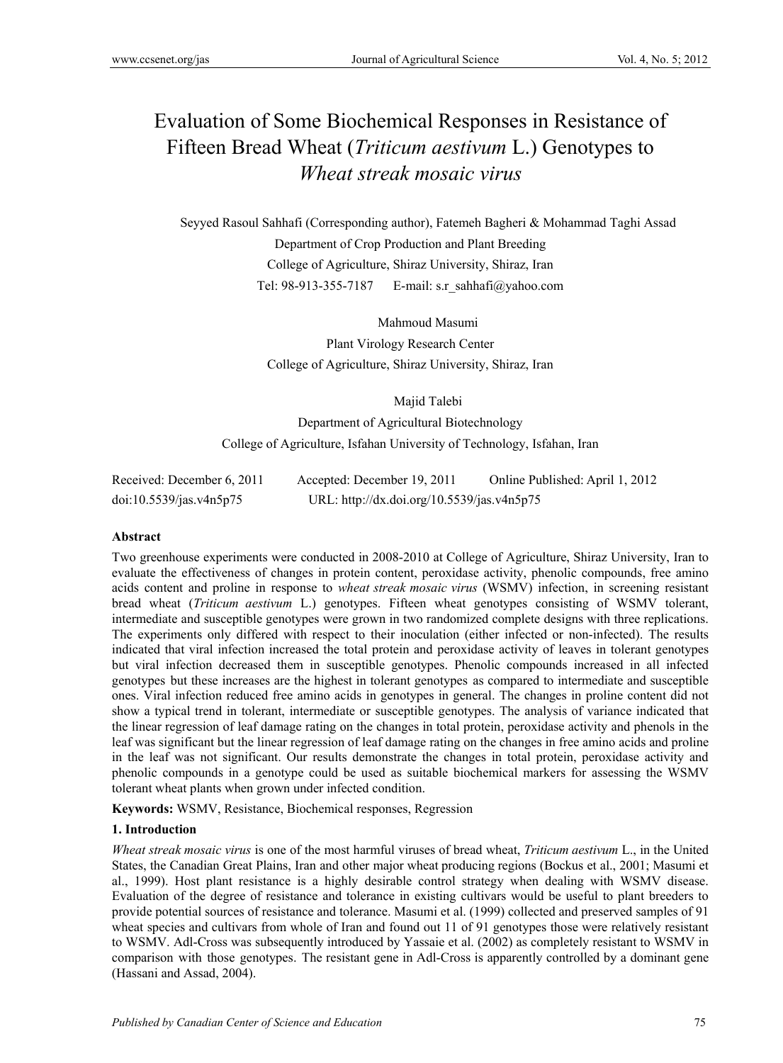# Evaluation of Some Biochemical Responses in Resistance of Fifteen Bread Wheat (*Triticum aestivum* L.) Genotypes to *Wheat streak mosaic virus*

Seyyed Rasoul Sahhafi (Corresponding author), Fatemeh Bagheri & Mohammad Taghi Assad

Department of Crop Production and Plant Breeding

College of Agriculture, Shiraz University, Shiraz, Iran

Tel: 98-913-355-7187 E-mail: s.r_sahhafi@yahoo.com

Mahmoud Masumi

Plant Virology Research Center

College of Agriculture, Shiraz University, Shiraz, Iran

Majid Talebi

Department of Agricultural Biotechnology

College of Agriculture, Isfahan University of Technology, Isfahan, Iran

Received: December 6, 2011 Accepted: December 19, 2011 Online Published: April 1, 2012

doi:10.5539/jas.v4n5p75 URL: http://dx.doi.org/10.5539/jas.v4n5p75

## Abstract

Two greenhouse experiments were conducted in 2008-2010 at College of Agriculture, Shiraz University, Iran to evaluate the effectiveness of changes in protein content, peroxidase activity, phenolic compounds, free amino acids content and proline in response to *wheat streak mosaic virus* (WSMV) infection, in screening resistant bread wheat (*Triticum aestivum* L.) genotypes. Fifteen wheat genotypes consisting of WSMV tolerant, intermediate and susceptible genotypes were grown in two randomized complete designs with three replications. The experiments only differed with respect to their inoculation (either infected or non-infected). The results indicated that viral infection increased the total protein and peroxidase activity of leaves in tolerant genotypes but viral infection decreased them in susceptible genotypes. Phenolic compounds increased in all infected genotypes but these increases are the highest in tolerant genotypes as compared to intermediate and susceptible ones. Viral infection reduced free amino acids in genotypes in general. The changes in proline content did not show a typical trend in tolerant, intermediate or susceptible genotypes. The analysis of variance indicated that the linear regression of leaf damage rating on the changes in total protein, peroxidase activity and phenols in the leaf was significant but the linear regression of leaf damage rating on the changes in free amino acids and proline in the leaf was not significant. Our results demonstrate the changes in total protein, peroxidase activity and phenolic compounds in a genotype could be used as suitable biochemical markers for assessing the WSMV tolerant wheat plants when grown under infected condition.

**Keywords:** WSMV, Resistance, Biochemical responses, Regression

## 1. Introduction

*Wheat streak mosaic virus* is one of the most harmful viruses of bread wheat, *Triticum aestivum* L., in the United States, the Canadian Great Plains, Iran and other major wheat producing regions (Bockus et al., 2001; Masumi et al., 1999). Host plant resistance is a highly desirable control strategy when dealing with WSMV disease. Evaluation of the degree of resistance and tolerance in existing cultivars would be useful to plant breeders to provide potential sources of resistance and tolerance. Masumi et al. (1999) collected and preserved samples of 91 wheat species and cultivars from whole of Iran and found out 11 of 91 genotypes those were relatively resistant to WSMV. Adl-Cross was subsequently introduced by Yassaie et al. (2002) as completely resistant to WSMV in comparison with those genotypes. The resistant gene in Adl-Cross is apparently controlled by a dominant gene (Hassani and Assad, 2004).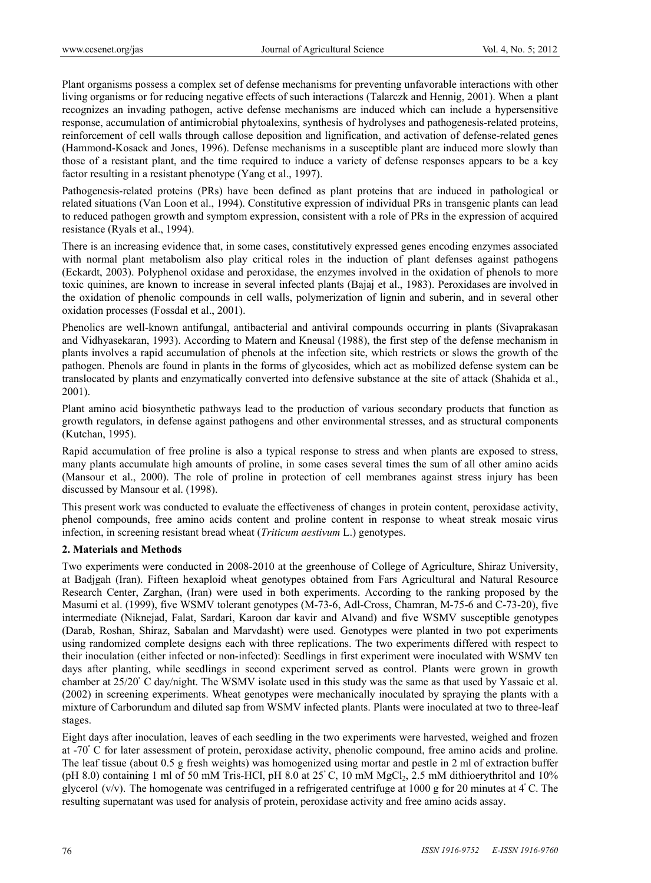Plant organisms possess a complex set of defense mechanisms for preventing unfavorable interactions with other living organisms or for reducing negative effects of such interactions (Talarczk and Hennig, 2001). When a plant recognizes an invading pathogen, active defense mechanisms are induced which can include a hypersensitive response, accumulation of antimicrobial phytoalexins, synthesis of hydrolyses and pathogenesis-related proteins, reinforcement of cell walls through callose deposition and lignification, and activation of defense-related genes (Hammond-Kosack and Jones, 1996). Defense mechanisms in a susceptible plant are induced more slowly than those of a resistant plant, and the time required to induce a variety of defense responses appears to be a key factor resulting in a resistant phenotype (Yang et al., 1997).

Pathogenesis-related proteins (PRs) have been defined as plant proteins that are induced in pathological or related situations (Van Loon et al., 1994). Constitutive expression of individual PRs in transgenic plants can lead to reduced pathogen growth and symptom expression, consistent with a role of PRs in the expression of acquired resistance (Ryals et al., 1994).

There is an increasing evidence that, in some cases, constitutively expressed genes encoding enzymes associated with normal plant metabolism also play critical roles in the induction of plant defenses against pathogens (Eckardt, 2003). Polyphenol oxidase and peroxidase, the enzymes involved in the oxidation of phenols to more toxic quinines, are known to increase in several infected plants (Bajaj et al., 1983). Peroxidases are involved in the oxidation of phenolic compounds in cell walls, polymerization of lignin and suberin, and in several other oxidation processes (Fossdal et al., 2001).

Phenolics are well-known antifungal, antibacterial and antiviral compounds occurring in plants (Sivaprakasan and Vidhyasekaran, 1993). According to Matern and Kneusal (1988), the first step of the defense mechanism in plants involves a rapid accumulation of phenols at the infection site, which restricts or slows the growth of the pathogen. Phenols are found in plants in the forms of glycosides, which act as mobilized defense system can be translocated by plants and enzymatically converted into defensive substance at the site of attack (Shahida et al., 2001).

Plant amino acid biosynthetic pathways lead to the production of various secondary products that function as growth regulators, in defense against pathogens and other environmental stresses, and as structural components (Kutchan, 1995).

Rapid accumulation of free proline is also a typical response to stress and when plants are exposed to stress, many plants accumulate high amounts of proline, in some cases several times the sum of all other amino acids (Mansour et al., 2000). The role of proline in protection of cell membranes against stress injury has been discussed by Mansour et al. (1998).

This present work was conducted to evaluate the effectiveness of changes in protein content, peroxidase activity, phenol compounds, free amino acids content and proline content in response to wheat streak mosaic virus infection, in screening resistant bread wheat (*Triticum aestivum* L.) genotypes.

## 2. Materials and Methods

Two experiments were conducted in 2008-2010 at the greenhouse of College of Agriculture, Shiraz University, at Badjgah (Iran). Fifteen hexaploid wheat genotypes obtained from Fars Agricultural and Natural Resource Research Center, Zarghan, (Iran) were used in both experiments. According to the ranking proposed by the Masumi et al. (1999), five WSMV tolerant genotypes (M-73-6, Adl-Cross, Chamran, M-75-6 and C-73-20), five intermediate (Niknejad, Falat, Sardari, Karoon dar kavir and Alvand) and five WSMV susceptible genotypes (Darab, Roshan, Shiraz, Sabalan and Marvdasht) were used. Genotypes were planted in two pot experiments using randomized complete designs each with three replications. The two experiments differed with respect to their inoculation (either infected or non-infected): Seedlings in first experiment were inoculated with WSMV ten days after planting, while seedlings in second experiment served as control. Plants were grown in growth chamber at 25/20° C day/night. The WSMV isolate used in this study was the same as that used by Yassaie et al. (2002) in screening experiments. Wheat genotypes were mechanically inoculated by spraying the plants with a mixture of Carborundum and diluted sap from WSMV infected plants. Plants were inoculated at two to three-leaf stages.

Eight days after inoculation, leaves of each seedling in the two experiments were harvested, weighed and frozen at -70° C for later assessment of protein, peroxidase activity, phenolic compound, free amino acids and proline. The leaf tissue (about 0.5 g fresh weights) was homogenized using mortar and pestle in 2 ml of extraction buffer (pH 8.0) containing 1 ml of 50 mM Tris-HCl, pH 8.0 at 25° C, 10 mM $MgCl_2$, 2.5 mM dithioerythritol and 10% glycerol (v/v). The homogenate was centrifuged in a refrigerated centrifuge at 1000 g for 20 minutes at 4° C. The resulting supernatant was used for analysis of protein, peroxidase activity and free amino acids assay.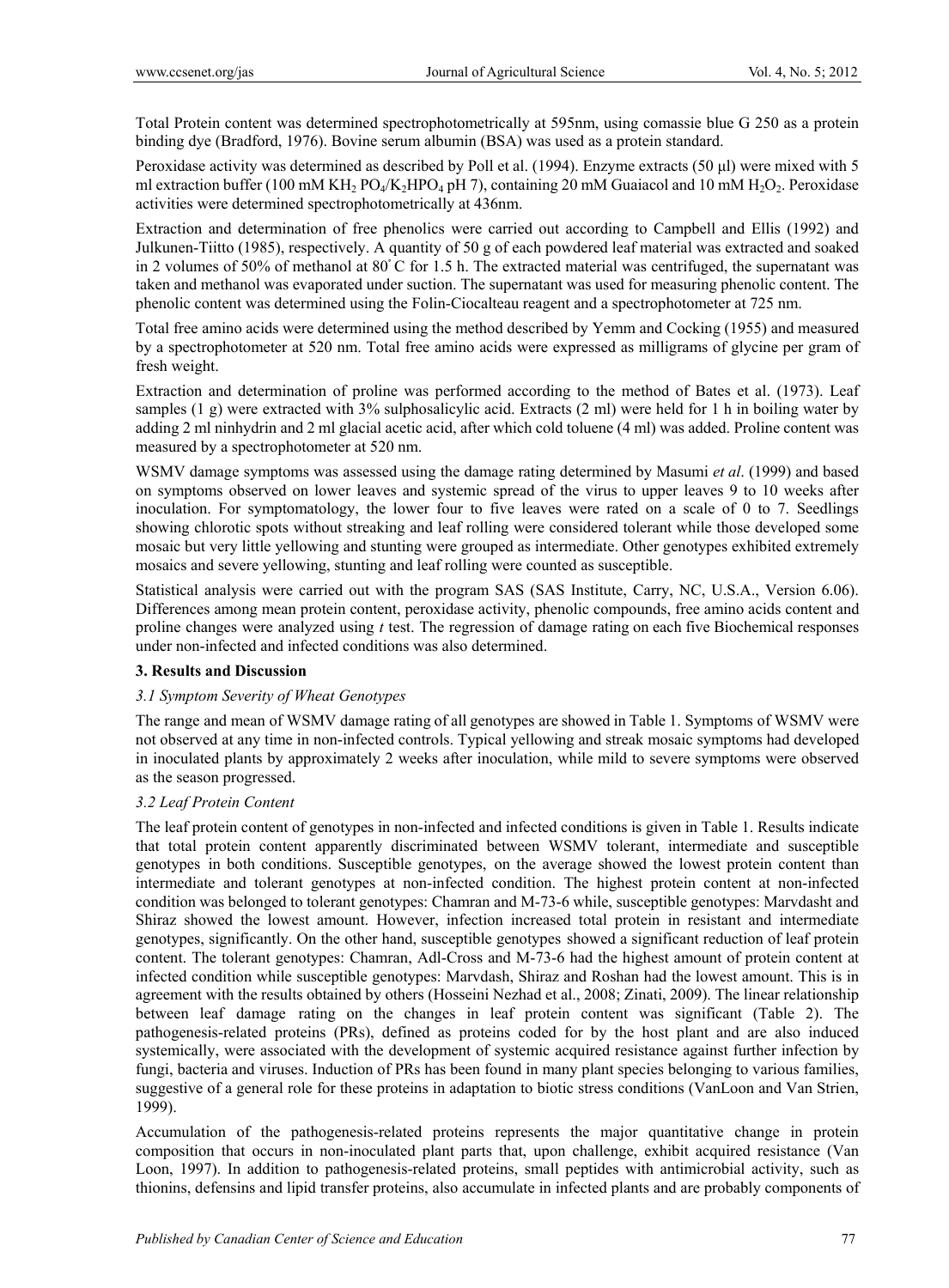Total Protein content was determined spectrophotometrically at 595nm, using comassie blue G 250 as a protein binding dye (Bradford, 1976). Bovine serum albumin (BSA) was used as a protein standard.

Peroxidase activity was determined as described by Poll et al. (1994). Enzyme extracts (50 µl) were mixed with 5 ml extraction buffer (100 mM $KH_2PO_4$/$K_2HPO_4$ pH 7), containing 20 mM Guaiacol and 10 mM $H_2O_2$. Peroxidase activities were determined spectrophotometrically at 436nm.

Extraction and determination of free phenolics were carried out according to Campbell and Ellis (1992) and Julkunen-Tiitto (1985), respectively. A quantity of 50 g of each powdered leaf material was extracted and soaked in 2 volumes of 50% of methanol at 80° C for 1.5 h. The extracted material was centrifuged, the supernatant was taken and methanol was evaporated under suction. The supernatant was used for measuring phenolic content. The phenolic content was determined using the Folin-Ciocalteau reagent and a spectrophotometer at 725 nm.

Total free amino acids were determined using the method described by Yemm and Cocking (1955) and measured by a spectrophotometer at 520 nm. Total free amino acids were expressed as milligrams of glycine per gram of fresh weight.

Extraction and determination of proline was performed according to the method of Bates et al. (1973). Leaf samples (1 g) were extracted with 3% sulphosalicylic acid. Extracts (2 ml) were held for 1 h in boiling water by adding 2 ml ninhydrin and 2 ml glacial acetic acid, after which cold toluene (4 ml) was added. Proline content was measured by a spectrophotometer at 520 nm.

WSMV damage symptoms was assessed using the damage rating determined by Masumi *et al*. (1999) and based on symptoms observed on lower leaves and systemic spread of the virus to upper leaves 9 to 10 weeks after inoculation. For symptomatology, the lower four to five leaves were rated on a scale of 0 to 7. Seedlings showing chlorotic spots without streaking and leaf rolling were considered tolerant while those developed some mosaic but very little yellowing and stunting were grouped as intermediate. Other genotypes exhibited extremely mosaics and severe yellowing, stunting and leaf rolling were counted as susceptible.

Statistical analysis were carried out with the program SAS (SAS Institute, Carry, NC, U.S.A., Version 6.06). Differences among mean protein content, peroxidase activity, phenolic compounds, free amino acids content and proline changes were analyzed using *t* test. The regression of damage rating on each five Biochemical responses under non-infected and infected conditions was also determined.

## 3. Results and Discussion

### 3.1 Symptom Severity of Wheat Genotypes

The range and mean of WSMV damage rating of all genotypes are showed in Table 1. Symptoms of WSMV were not observed at any time in non-infected controls. Typical yellowing and streak mosaic symptoms had developed in inoculated plants by approximately 2 weeks after inoculation, while mild to severe symptoms were observed as the season progressed.

### 3.2 Leaf Protein Content

The leaf protein content of genotypes in non-infected and infected conditions is given in Table 1. Results indicate that total protein content apparently discriminated between WSMV tolerant, intermediate and susceptible genotypes in both conditions. Susceptible genotypes, on the average showed the lowest protein content than intermediate and tolerant genotypes at non-infected condition. The highest protein content at non-infected condition was belonged to tolerant genotypes: Chamran and M-73-6 while, susceptible genotypes: Marvdasht and Shiraz showed the lowest amount. However, infection increased total protein in resistant and intermediate genotypes, significantly. On the other hand, susceptible genotypes showed a significant reduction of leaf protein content. The tolerant genotypes: Chamran, Adl-Cross and M-73-6 had the highest amount of protein content at infected condition while susceptible genotypes: Marvdash, Shiraz and Roshan had the lowest amount. This is in agreement with the results obtained by others (Hosseini Nezhad et al., 2008; Zinati, 2009). The linear relationship between leaf damage rating on the changes in leaf protein content was significant (Table 2). The pathogenesis-related proteins (PRs), defined as proteins coded for by the host plant and are also induced systemically, were associated with the development of systemic acquired resistance against further infection by fungi, bacteria and viruses. Induction of PRs has been found in many plant species belonging to various families, suggestive of a general role for these proteins in adaptation to biotic stress conditions (VanLoon and Van Strien, 1999).

Accumulation of the pathogenesis-related proteins represents the major quantitative change in protein composition that occurs in non-inoculated plant parts that, upon challenge, exhibit acquired resistance (Van Loon, 1997). In addition to pathogenesis-related proteins, small peptides with antimicrobial activity, such as thionins, defensins and lipid transfer proteins, also accumulate in infected plants and are probably components of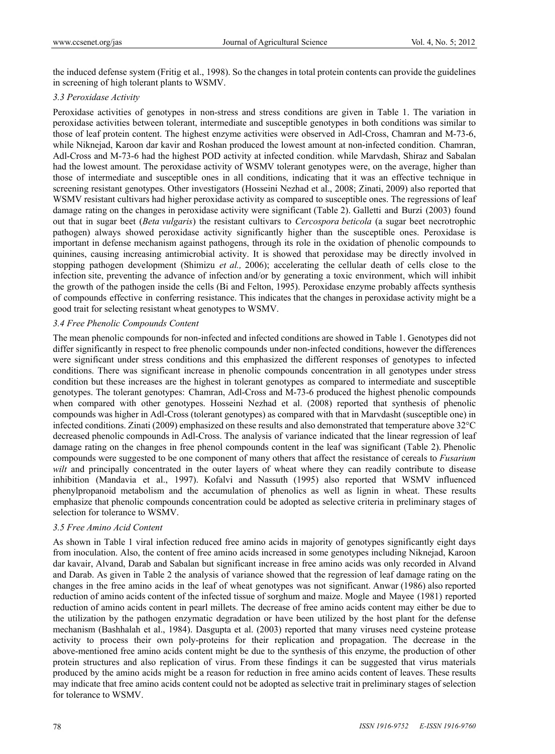the induced defense system (Fritig et al., 1998). So the changes in total protein contents can provide the guidelines in screening of high tolerant plants to WSMV.

### *3.3 Peroxidase Activity*

Peroxidase activities of genotypes in non-stress and stress conditions are given in Table 1. The variation in peroxidase activities between tolerant, intermediate and susceptible genotypes in both conditions was similar to those of leaf protein content. The highest enzyme activities were observed in Adl-Cross, Chamran and M-73-6, while Niknejad, Karoon dar kavir and Roshan produced the lowest amount at non-infected condition. Chamran, Adl-Cross and M-73-6 had the highest POD activity at infected condition. while Marvdash, Shiraz and Sabalan had the lowest amount. The peroxidase activity of WSMV tolerant genotypes were, on the average, higher than those of intermediate and susceptible ones in all conditions, indicating that it was an effective technique in screening resistant genotypes. Other investigators (Hosseini Nezhad et al., 2008; Zinati, 2009) also reported that WSMV resistant cultivars had higher peroxidase activity as compared to susceptible ones. The regressions of leaf damage rating on the changes in peroxidase activity were significant (Table 2). Galletti and Burzi (2003) found out that in sugar beet (*Beta vulgaris*) the resistant cultivars to *Cercospora beticola* (a sugar beet necrotrophic pathogen) always showed peroxidase activity significantly higher than the susceptible ones. Peroxidase is important in defense mechanism against pathogens, through its role in the oxidation of phenolic compounds to quinines, causing increasing antimicrobial activity. It is showed that peroxidase may be directly involved in stopping pathogen development (Shimizu *et al.,* 2006); accelerating the cellular death of cells close to the infection site, preventing the advance of infection and/or by generating a toxic environment, which will inhibit the growth of the pathogen inside the cells (Bi and Felton, 1995). Peroxidase enzyme probably affects synthesis of compounds effective in conferring resistance. This indicates that the changes in peroxidase activity might be a good trait for selecting resistant wheat genotypes to WSMV.

### *3.4 Free Phenolic Compounds Content*

The mean phenolic compounds for non-infected and infected conditions are showed in Table 1. Genotypes did not differ significantly in respect to free phenolic compounds under non-infected conditions, however the differences were significant under stress conditions and this emphasized the different responses of genotypes to infected conditions. There was significant increase in phenolic compounds concentration in all genotypes under stress condition but these increases are the highest in tolerant genotypes as compared to intermediate and susceptible genotypes. The tolerant genotypes: Chamran, Adl-Cross and M-73-6 produced the highest phenolic compounds when compared with other genotypes. Hosseini Nezhad et al. (2008) reported that synthesis of phenolic compounds was higher in Adl-Cross (tolerant genotypes) as compared with that in Marvdasht (susceptible one) in infected conditions. Zinati (2009) emphasized on these results and also demonstrated that temperature above 32°C decreased phenolic compounds in Adl-Cross. The analysis of variance indicated that the linear regression of leaf damage rating on the changes in free phenol compounds content in the leaf was significant (Table 2). Phenolic compounds were suggested to be one component of many others that affect the resistance of cereals to *Fusarium wilt* and principally concentrated in the outer layers of wheat where they can readily contribute to disease inhibition (Mandavia et al., 1997). Kofalvi and Nassuth (1995) also reported that WSMV influenced phenylpropanoid metabolism and the accumulation of phenolics as well as lignin in wheat. These results emphasize that phenolic compounds concentration could be adopted as selective criteria in preliminary stages of selection for tolerance to WSMV.

### *3.5 Free Amino Acid Content*

As shown in Table 1 viral infection reduced free amino acids in majority of genotypes significantly eight days from inoculation. Also, the content of free amino acids increased in some genotypes including Niknejad, Karoon dar kavair, Alvand, Darab and Sabalan but significant increase in free amino acids was only recorded in Alvand and Darab. As given in Table 2 the analysis of variance showed that the regression of leaf damage rating on the changes in the free amino acids in the leaf of wheat genotypes was not significant. Anwar (1986) also reported reduction of amino acids content of the infected tissue of sorghum and maize. Mogle and Mayee (1981) reported reduction of amino acids content in pearl millets. The decrease of free amino acids content may either be due to the utilization by the pathogen enzymatic degradation or have been utilized by the host plant for the defense mechanism (Bashhalah et al., 1984). Dasgupta et al. (2003) reported that many viruses need cysteine protease activity to process their own poly-proteins for their replication and propagation. The decrease in the above-mentioned free amino acids content might be due to the synthesis of this enzyme, the production of other protein structures and also replication of virus. From these findings it can be suggested that virus materials produced by the amino acids might be a reason for reduction in free amino acids content of leaves. These results may indicate that free amino acids content could not be adopted as selective trait in preliminary stages of selection for tolerance to WSMV.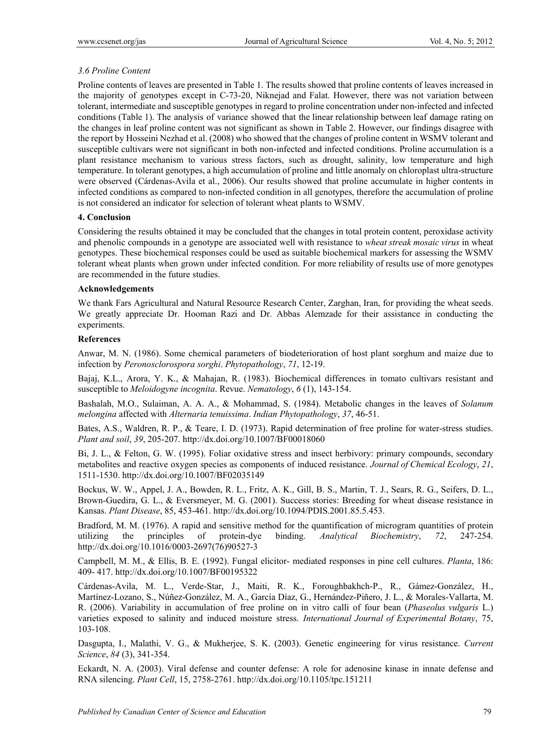### 3.6 Proline Content

Proline contents of leaves are presented in Table 1. The results showed that proline contents of leaves increased in the majority of genotypes except in C-73-20, Niknejad and Falat. However, there was not variation between tolerant, intermediate and susceptible genotypes in regard to proline concentration under non-infected and infected conditions (Table 1). The analysis of variance showed that the linear relationship between leaf damage rating on the changes in leaf proline content was not significant as shown in Table 2. However, our findings disagree with the report by Hosseini Nezhad et al. (2008) who showed that the changes of proline content in WSMV tolerant and susceptible cultivars were not significant in both non-infected and infected conditions. Proline accumulation is a plant resistance mechanism to various stress factors, such as drought, salinity, low temperature and high temperature. In tolerant genotypes, a high accumulation of proline and little anomaly on chloroplast ultra-structure were observed (Cárdenas-Avila et al., 2006). Our results showed that proline accumulate in higher contents in infected conditions as compared to non-infected condition in all genotypes, therefore the accumulation of proline is not considered an indicator for selection of tolerant wheat plants to WSMV.

## 4. Conclusion

Considering the results obtained it may be concluded that the changes in total protein content, peroxidase activity and phenolic compounds in a genotype are associated well with resistance to *wheat streak mosaic virus* in wheat genotypes. These biochemical responses could be used as suitable biochemical markers for assessing the WSMV tolerant wheat plants when grown under infected condition. For more reliability of results use of more genotypes are recommended in the future studies.

## Acknowledgements

We thank Fars Agricultural and Natural Resource Research Center, Zarghan, Iran, for providing the wheat seeds. We greatly appreciate Dr. Hooman Razi and Dr. Abbas Alemzade for their assistance in conducting the experiments.

## References

Anwar, M. N. (1986). Some chemical parameters of biodeterioration of host plant sorghum and maize due to infection by *Peronosclorospora sorghi*. *Phytopathology*, *71*, 12-19.

Bajaj, K.L., Arora, Y. K., & Mahajan, R. (1983). Biochemical differences in tomato cultivars resistant and susceptible to *Meloidogyne incognita*. Revue. *Nematology*, *6* (1), 143-154.

Bashalah, M.O., Sulaiman, A. A. A., & Mohammad, S. (1984). Metabolic changes in the leaves of *Solanum melongina* affected with *Alternaria tenuissima*. *Indian Phytopathology*, *37*, 46-51.

Bates, A.S., Waldren, R. P., & Teare, I. D. (1973). Rapid determination of free proline for water-stress studies. *Plant and soil*, *39*, 205-207. http://dx.doi.org/10.1007/BF00018060

Bi, J. L., & Felton, G. W. (1995). Foliar oxidative stress and insect herbivory: primary compounds, secondary metabolites and reactive oxygen species as components of induced resistance. *Journal of Chemical Ecology*, *21*, 1511-1530. http://dx.doi.org/10.1007/BF02035149

Bockus, W. W., Appel, J. A., Bowden, R. L., Fritz, A. K., Gill, B. S., Martin, T. J., Sears, R. G., Seifers, D. L., Brown-Guedira, G. L., & Eversmeyer, M. G. (2001). Success stories: Breeding for wheat disease resistance in Kansas. *Plant Disease*, 85, 453-461. http://dx.doi.org/10.1094/PDIS.2001.85.5.453.

Bradford, M. M. (1976). A rapid and sensitive method for the quantification of microgram quantities of protein utilizing the principles of protein-dye binding. *Analytical Biochemistry*, *72*, 247-254. http://dx.doi.org/10.1016/0003-2697(76)90527-3

Campbell, M. M., & Ellis, B. E. (1992). Fungal elicitor- mediated responses in pine cell cultures. *Planta*, 186: 409- 417. http://dx.doi.org/10.1007/BF00195322

Cárdenas-Avila, M. L., Verde-Star, J., Maiti, R. K., Foroughbakhch-P., R., Gámez-González, H., Martínez-Lozano, S., Núñez-González, M. A., García Díaz, G., Hernández-Piñero, J. L., & Morales-Vallarta, M. R. (2006). Variability in accumulation of free proline on in vitro calli of four bean (*Phaseolus vulgaris* L.) varieties exposed to salinity and induced moisture stress. *International Journal of Experimental Botany*, 75, 103-108.

Dasgupta, I., Malathi, V. G., & Mukherjee, S. K. (2003). Genetic engineering for virus resistance. *Current Science*, *84* (3), 341-354.

Eckardt, N. A. (2003). Viral defense and counter defense: A role for adenosine kinase in innate defense and RNA silencing. *Plant Cell*, 15, 2758-2761. http://dx.doi.org/10.1105/tpc.151211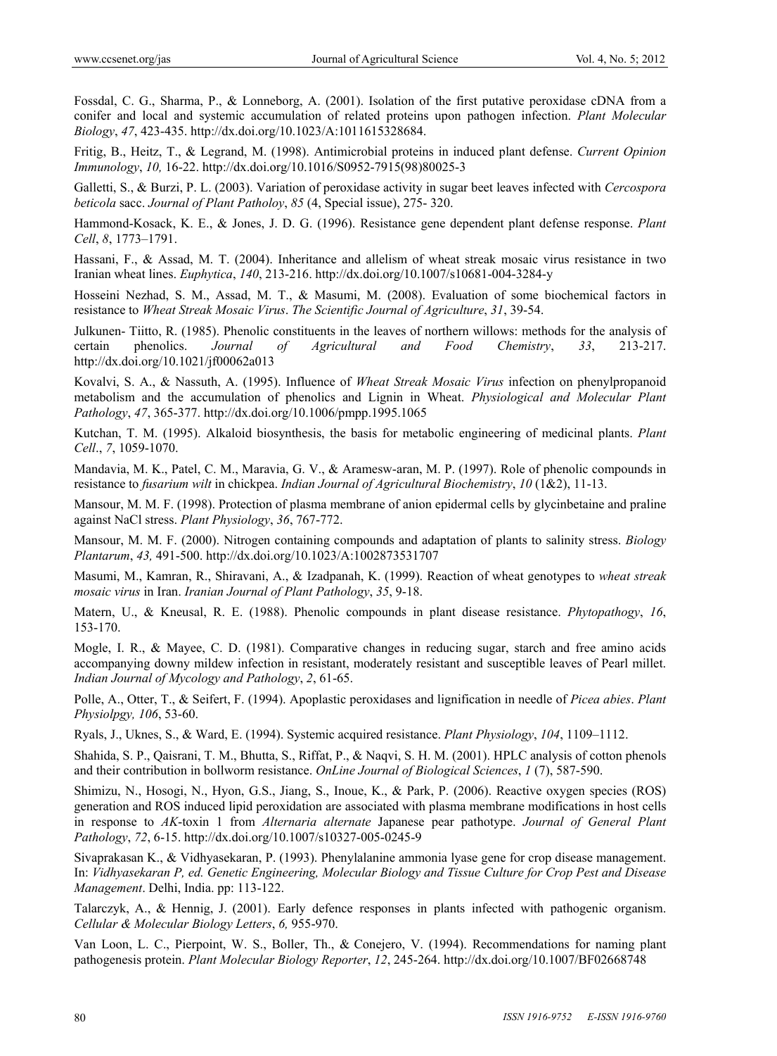Fossdal, C. G., Sharma, P., & Lonneborg, A. (2001). Isolation of the first putative peroxidase cDNA from a conifer and local and systemic accumulation of related proteins upon pathogen infection. *Plant Molecular Biology*, *47*, 423-435. http://dx.doi.org/10.1023/A:1011615328684.

Fritig, B., Heitz, T., & Legrand, M. (1998). Antimicrobial proteins in induced plant defense. *Current Opinion Immunology*, *10,* 16-22. http://dx.doi.org/10.1016/S0952-7915(98)80025-3

Galletti, S., & Burzi, P. L. (2003). Variation of peroxidase activity in sugar beet leaves infected with *Cercospora beticola* sacc. *Journal of Plant Patholoy*, *85* (4, Special issue), 275- 320.

Hammond-Kosack, K. E., & Jones, J. D. G. (1996). Resistance gene dependent plant defense response. *Plant Cell*, *8*, 1773–1791.

Hassani, F., & Assad, M. T. (2004). Inheritance and allelism of wheat streak mosaic virus resistance in two Iranian wheat lines. *Euphytica*, *140*, 213-216. http://dx.doi.org/10.1007/s10681-004-3284-y

Hosseini Nezhad, S. M., Assad, M. T., & Masumi, M. (2008). Evaluation of some biochemical factors in resistance to *Wheat Streak Mosaic Virus*. *The Scientific Journal of Agriculture*, *31*, 39-54.

Julkunen- Tiitto, R. (1985). Phenolic constituents in the leaves of northern willows: methods for the analysis of certain phenolics. *Journal of Agricultural and Food Chemistry*, *33*, 213-217. http://dx.doi.org/10.1021/jf00062a013

Kovalvi, S. A., & Nassuth, A. (1995). Influence of *Wheat Streak Mosaic Virus* infection on phenylpropanoid metabolism and the accumulation of phenolics and Lignin in Wheat. *Physiological and Molecular Plant Pathology*, *47*, 365-377. http://dx.doi.org/10.1006/pmpp.1995.1065

Kutchan, T. M. (1995). Alkaloid biosynthesis, the basis for metabolic engineering of medicinal plants. *Plant Cell*., *7*, 1059-1070.

Mandavia, M. K., Patel, C. M., Maravia, G. V., & Aramesw-aran, M. P. (1997). Role of phenolic compounds in resistance to *fusarium wilt* in chickpea. *Indian Journal of Agricultural Biochemistry*, *10* (1&2), 11-13.

Mansour, M. M. F. (1998). Protection of plasma membrane of anion epidermal cells by glycinbetaine and praline against NaCl stress. *Plant Physiology*, *36*, 767-772.

Mansour, M. M. F. (2000). Nitrogen containing compounds and adaptation of plants to salinity stress. *Biology Plantarum*, *43,* 491-500. http://dx.doi.org/10.1023/A:1002873531707

Masumi, M., Kamran, R., Shiravani, A., & Izadpanah, K. (1999). Reaction of wheat genotypes to *wheat streak mosaic virus* in Iran. *Iranian Journal of Plant Pathology*, *35*, 9-18.

Matern, U., & Kneusal, R. E. (1988). Phenolic compounds in plant disease resistance. *Phytopathogy*, *16*, 153-170.

Mogle, I. R., & Mayee, C. D. (1981). Comparative changes in reducing sugar, starch and free amino acids accompanying downy mildew infection in resistant, moderately resistant and susceptible leaves of Pearl millet. *Indian Journal of Mycology and Pathology*, *2*, 61-65.

Polle, A., Otter, T., & Seifert, F. (1994). Apoplastic peroxidases and lignification in needle of *Picea abies*. *Plant Physiolpgy, 106*, 53-60.

Ryals, J., Uknes, S., & Ward, E. (1994). Systemic acquired resistance. *Plant Physiology*, *104*, 1109–1112.

Shahida, S. P., Qaisrani, T. M., Bhutta, S., Riffat, P., & Naqvi, S. H. M. (2001). HPLC analysis of cotton phenols and their contribution in bollworm resistance. *OnLine Journal of Biological Sciences*, *1* (7), 587-590.

Shimizu, N., Hosogi, N., Hyon, G.S., Jiang, S., Inoue, K., & Park, P. (2006). Reactive oxygen species (ROS) generation and ROS induced lipid peroxidation are associated with plasma membrane modifications in host cells in response to *AK*-toxin 1 from *Alternaria alternate* Japanese pear pathotype. *Journal of General Plant Pathology*, *72*, 6-15. http://dx.doi.org/10.1007/s10327-005-0245-9

Sivaprakasan K., & Vidhyasekaran, P. (1993). Phenylalanine ammonia lyase gene for crop disease management. In: *Vidhyasekaran P, ed. Genetic Engineering, Molecular Biology and Tissue Culture for Crop Pest and Disease Management*. Delhi, India. pp: 113-122.

Talarczyk, A., & Hennig, J. (2001). Early defence responses in plants infected with pathogenic organism. *Cellular & Molecular Biology Letters*, *6,* 955-970.

Van Loon, L. C., Pierpoint, W. S., Boller, Th., & Conejero, V. (1994). Recommendations for naming plant pathogenesis protein. *Plant Molecular Biology Reporter*, *12*, 245-264. http://dx.doi.org/10.1007/BF02668748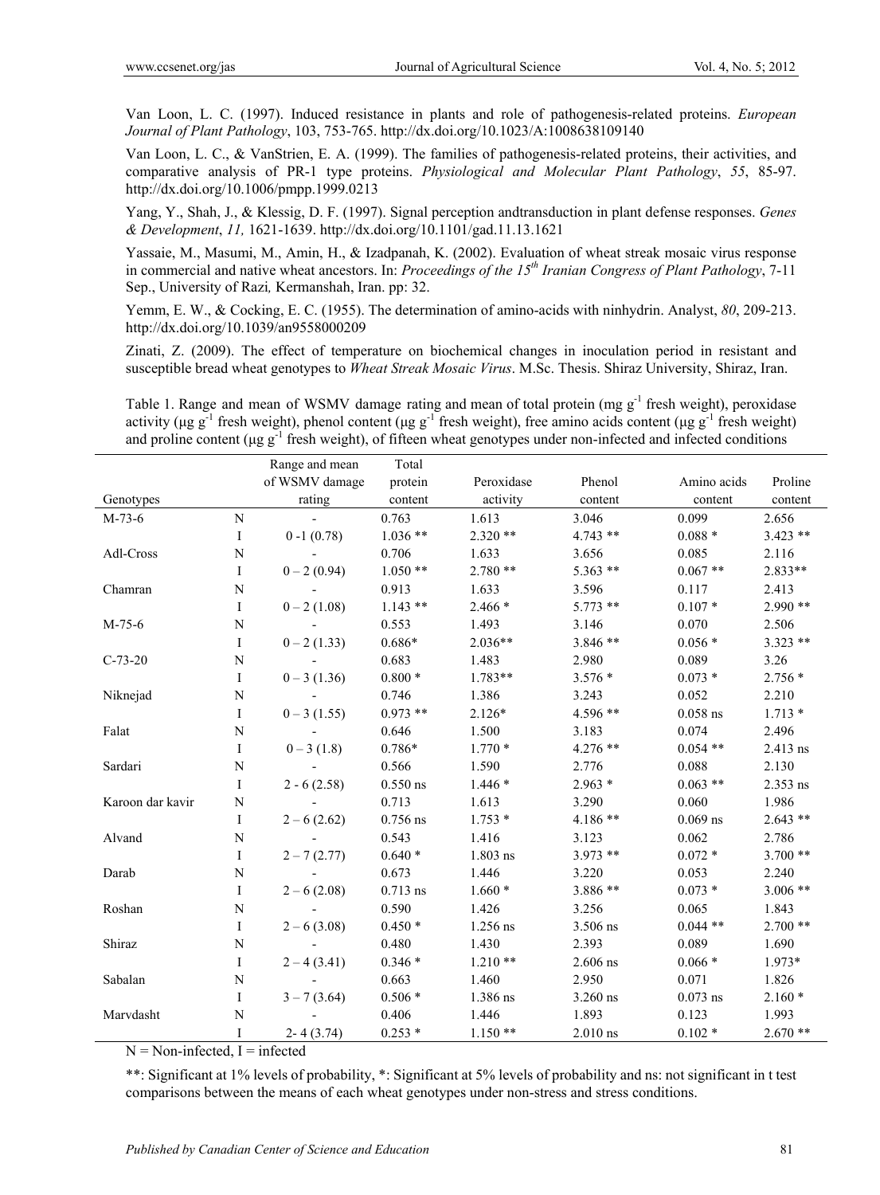Van Loon, L. C. (1997). Induced resistance in plants and role of pathogenesis-related proteins. *European Journal of Plant Pathology*, 103, 753-765. http://dx.doi.org/10.1023/A:1008638109140

Van Loon, L. C., & VanStrien, E. A. (1999). The families of pathogenesis-related proteins, their activities, and comparative analysis of PR-1 type proteins. *Physiological and Molecular Plant Pathology*, *55*, 85-97. http://dx.doi.org/10.1006/pmpp.1999.0213

Yang, Y., Shah, J., & Klessig, D. F. (1997). Signal perception andtransduction in plant defense responses. *Genes & Development*, *11,* 1621-1639. http://dx.doi.org/10.1101/gad.11.13.1621

Yassaie, M., Masumi, M., Amin, H., & Izadpanah, K. (2002). Evaluation of wheat streak mosaic virus response in commercial and native wheat ancestors. In: *Proceedings of the 15th Iranian Congress of Plant Pathology*, 7-11 Sep., University of Razi*,* Kermanshah, Iran. pp: 32.

Yemm, E. W., & Cocking, E. C. (1955). The determination of amino-acids with ninhydrin. Analyst, *80*, 209-213. http://dx.doi.org/10.1039/an9558000209

Zinati, Z. (2009). The effect of temperature on biochemical changes in inoculation period in resistant and susceptible bread wheat genotypes to *Wheat Streak Mosaic Virus*. M.Sc. Thesis. Shiraz University, Shiraz, Iran.

Table 1. Range and mean of WSMV damage rating and mean of total protein (mg $g^{-1}$ fresh weight), peroxidase activity (μg $g^{-1}$ fresh weight), phenol content (μg $g^{-1}$ fresh weight), free amino acids content (μg $g^{-1}$ fresh weight) and proline content (μg $g^{-1}$ fresh weight), of fifteen wheat genotypes under non-infected and infected conditions

| Genotypes | | Range and mean of WSMV damage rating | Total protein content | Peroxidase activity | Phenol content | Amino acids content | Proline content |
|---|---|---|---|---|---|---|---|
| M-73-6 | N | - | 0.763 | 1.613 | 3.046 | 0.099 | 2.656 |
| | I | 0 -1 (0.78) | 1.036 ** | 2.320 ** | 4.743 ** | 0.088 * | 3.423 ** |
| Adl-Cross | N | - | 0.706 | 1.633 | 3.656 | 0.085 | 2.116 |
| | I | 0 – 2 (0.94) | 1.050 ** | 2.780 ** | 5.363 ** | 0.067 ** | 2.833** |
| Chamran | N | - | 0.913 | 1.633 | 3.596 | 0.117 | 2.413 |
| | I | 0 – 2 (1.08) | 1.143 ** | 2.466 * | 5.773 ** | 0.107 * | 2.990 ** |
| M-75-6 | N | - | 0.553 | 1.493 | 3.146 | 0.070 | 2.506 |
| | I | 0 – 2 (1.33) | 0.686* | 2.036** | 3.846 ** | 0.056 * | 3.323 ** |
| C-73-20 | N | - | 0.683 | 1.483 | 2.980 | 0.089 | 3.26 |
| | I | 0 – 3 (1.36) | 0.800 * | 1.783** | 3.576 * | 0.073 * | 2.756 * |
| Niknejad | N | - | 0.746 | 1.386 | 3.243 | 0.052 | 2.210 |
| | I | 0 – 3 (1.55) | 0.973 ** | 2.126* | 4.596 ** | 0.058 ns | 1.713 * |
| Falat | N | - | 0.646 | 1.500 | 3.183 | 0.074 | 2.496 |
| | I | 0 – 3 (1.8) | 0.786* | 1.770 * | 4.276 ** | 0.054 ** | 2.413 ns |
| Sardari | N | - | 0.566 | 1.590 | 2.776 | 0.088 | 2.130 |
| | I | 2 - 6 (2.58) | 0.550 ns | 1.446 * | 2.963 * | 0.063 ** | 2.353 ns |
| Karoon dar kavir | N | - | 0.713 | 1.613 | 3.290 | 0.060 | 1.986 |
| | I | 2 – 6 (2.62) | 0.756 ns | 1.753 * | 4.186 ** | 0.069 ns | 2.643 ** |
| Alvand | N | - | 0.543 | 1.416 | 3.123 | 0.062 | 2.786 |
| | I | 2 – 7 (2.77) | 0.640 * | 1.803 ns | 3.973 ** | 0.072 * | 3.700 ** |
| Darab | N | - | 0.673 | 1.446 | 3.220 | 0.053 | 2.240 |
| | I | 2 – 6 (2.08) | 0.713 ns | 1.660 * | 3.886 ** | 0.073 * | 3.006 ** |
| Roshan | N | - | 0.590 | 1.426 | 3.256 | 0.065 | 1.843 |
| | I | 2 – 6 (3.08) | 0.450 * | 1.256 ns | 3.506 ns | 0.044 ** | 2.700 ** |
| Shiraz | N | - | 0.480 | 1.430 | 2.393 | 0.089 | 1.690 |
| | I | 2 – 4 (3.41) | 0.346 * | 1.210 ** | 2.606 ns | 0.066 * | 1.973* |
| Sabalan | N | - | 0.663 | 1.460 | 2.950 | 0.071 | 1.826 |
| | I | 3 – 7 (3.64) | 0.506 * | 1.386 ns | 3.260 ns | 0.073 ns | 2.160 * |
| Marvdasht | N | - | 0.406 | 1.446 | 1.893 | 0.123 | 1.993 |
| | I | 2- 4 (3.74) | 0.253 * | 1.150 ** | 2.010 ns | 0.102 * | 2.670 ** |

N = Non-infected, I = infected

**: Significant at 1% levels of probability, *: Significant at 5% levels of probability and ns: not significant in t test comparisons between the means of each wheat genotypes under non-stress and stress conditions.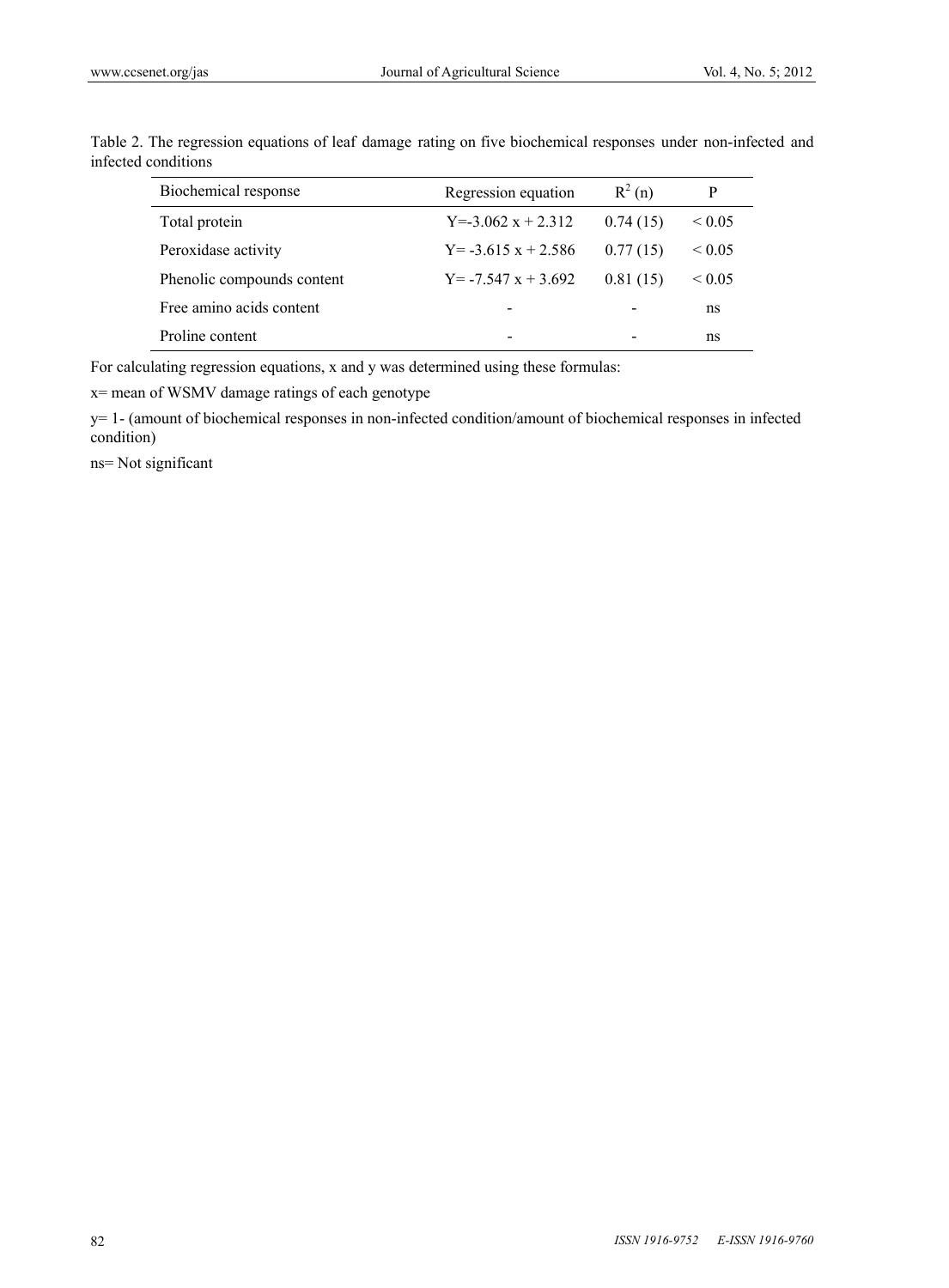Table 2. The regression equations of leaf damage rating on five biochemical responses under non-infected and infected conditions

| Biochemical response | Regression equation | $R^2$ (n) | P |
|---|---|---|---|
| Total protein | $Y=-3.062\ x + 2.312$ | 0.74 (15) | < 0.05 |
| Peroxidase activity | $Y= -3.615\ x + 2.586$ | 0.77 (15) | < 0.05 |
| Phenolic compounds content | $Y= -7.547\ x + 3.692$ | 0.81 (15) | < 0.05 |
| Free amino acids content | - | - | ns |
| Proline content | - | - | ns |

For calculating regression equations, x and y was determined using these formulas:

x= mean of WSMV damage ratings of each genotype

y= 1- (amount of biochemical responses in non-infected condition/amount of biochemical responses in infected condition)

ns= Not significant